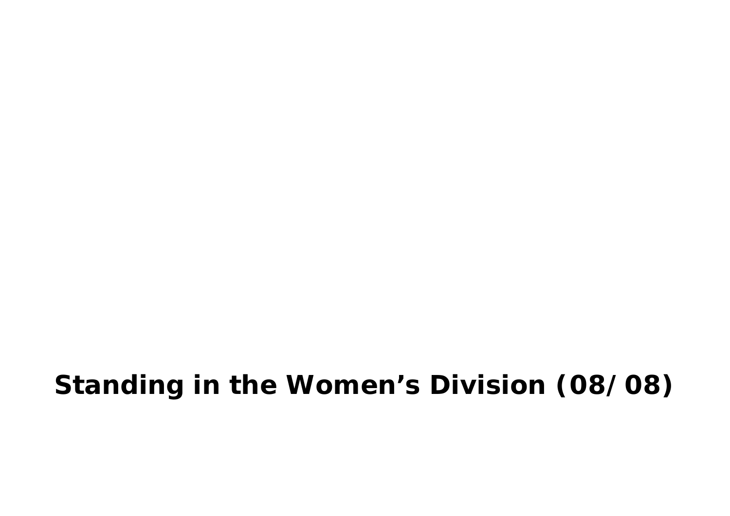# Standing in the Women’s Division (08/ 08)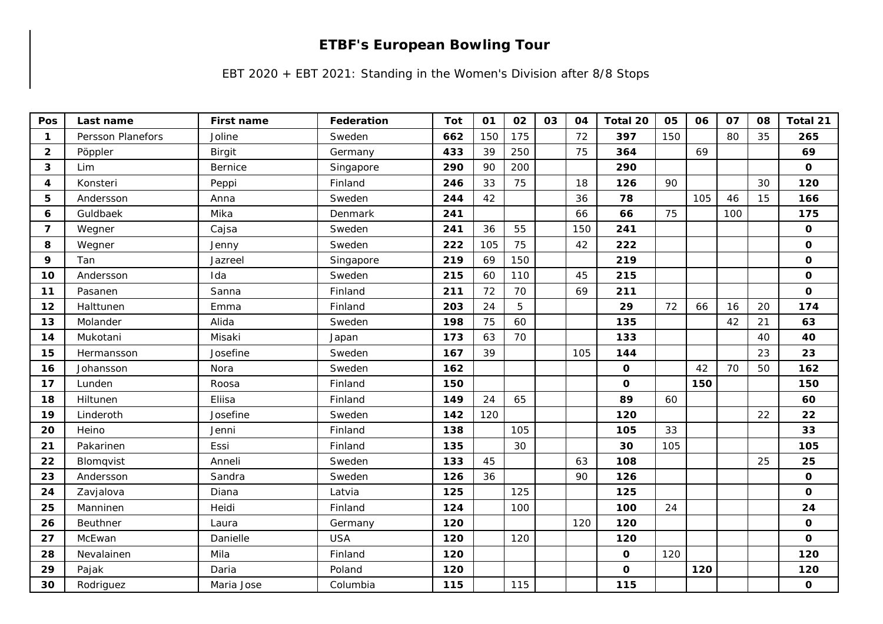# ETBF's European Bowling Tour

EBT 2020 + EBT 2021: Standing in the Women's Division after 8/8 Stops

| Pos | Last name | First name | Federation | Tot | 01 | 02 | 03 | 04 | Total 20 | 05 | 06 | 07 | 08 | Total 21 |
|---|---|---|---|---|---|---|---|---|---|---|---|---|---|---|
| 1 | Persson Planefors | Joline | Sweden | **662** | 150 | 175 | | 72 | **397** | 150 | | 80 | 35 | **265** |
| 2 | Pöppler | Birgit | Germany | **433** | 39 | 250 | | 75 | **364** | | 69 | | | **69** |
| 3 | Lim | Bernice | Singapore | **290** | 90 | 200 | | | **290** | | | | | **0** |
| 4 | Konsteri | Peppi | Finland | **246** | 33 | 75 | | 18 | **126** | 90 | | | 30 | **120** |
| 5 | Andersson | Anna | Sweden | **244** | 42 | | | 36 | **78** | | 105 | 46 | 15 | **166** |
| 6 | Guldbaek | Mika | Denmark | **241** | | | | 66 | **66** | 75 | | 100 | | **175** |
| 7 | Wegner | Cajsa | Sweden | **241** | 36 | 55 | | 150 | **241** | | | | | **0** |
| 8 | Wegner | Jenny | Sweden | **222** | 105 | 75 | | 42 | **222** | | | | | **0** |
| 9 | Tan | Jazreel | Singapore | **219** | 69 | 150 | | | **219** | | | | | **0** |
| 10 | Andersson | Ida | Sweden | **215** | 60 | 110 | | 45 | **215** | | | | | **0** |
| 11 | Pasanen | Sanna | Finland | **211** | 72 | 70 | | 69 | **211** | | | | | **0** |
| 12 | Halttunen | Emma | Finland | **203** | 24 | 5 | | | **29** | 72 | 66 | 16 | 20 | **174** |
| 13 | Molander | Alida | Sweden | **198** | 75 | 60 | | | **135** | | | 42 | 21 | **63** |
| 14 | Mukotani | Misaki | Japan | **173** | 63 | 70 | | | **133** | | | | 40 | **40** |
| 15 | Hermansson | Josefine | Sweden | **167** | 39 | | | 105 | **144** | | | | 23 | **23** |
| 16 | Johansson | Nora | Sweden | **162** | | | | | **0** | | 42 | 70 | 50 | **162** |
| 17 | Lunden | Roosa | Finland | **150** | | | | | **0** | | **150** | | | **150** |
| 18 | Hiltunen | Eliisa | Finland | **149** | 24 | 65 | | | **89** | 60 | | | | **60** |
| 19 | Linderoth | Josefine | Sweden | **142** | 120 | | | | **120** | | | | 22 | **22** |
| 20 | Heino | Jenni | Finland | **138** | | 105 | | | **105** | 33 | | | | **33** |
| 21 | Pakarinen | Essi | Finland | **135** | | 30 | | | **30** | 105 | | | | **105** |
| 22 | Blomqvist | Anneli | Sweden | **133** | 45 | | | 63 | **108** | | | | 25 | **25** |
| 23 | Andersson | Sandra | Sweden | **126** | 36 | | | 90 | **126** | | | | | **0** |
| 24 | Zavjalova | Diana | Latvia | **125** | | 125 | | | **125** | | | | | **0** |
| 25 | Manninen | Heidi | Finland | **124** | | 100 | | | **100** | 24 | | | | **24** |
| 26 | Beuthner | Laura | Germany | **120** | | | | 120 | **120** | | | | | **0** |
| 27 | McEwan | Danielle | USA | **120** | | 120 | | | **120** | | | | | **0** |
| 28 | Nevalainen | Mila | Finland | **120** | | | | | **0** | 120 | | | | **120** |
| 29 | Pajak | Daria | Poland | **120** | | | | | **0** | | **120** | | | **120** |
| 30 | Rodriguez | Maria Jose | Columbia | **115** | | 115 | | | **115** | | | | | **0** |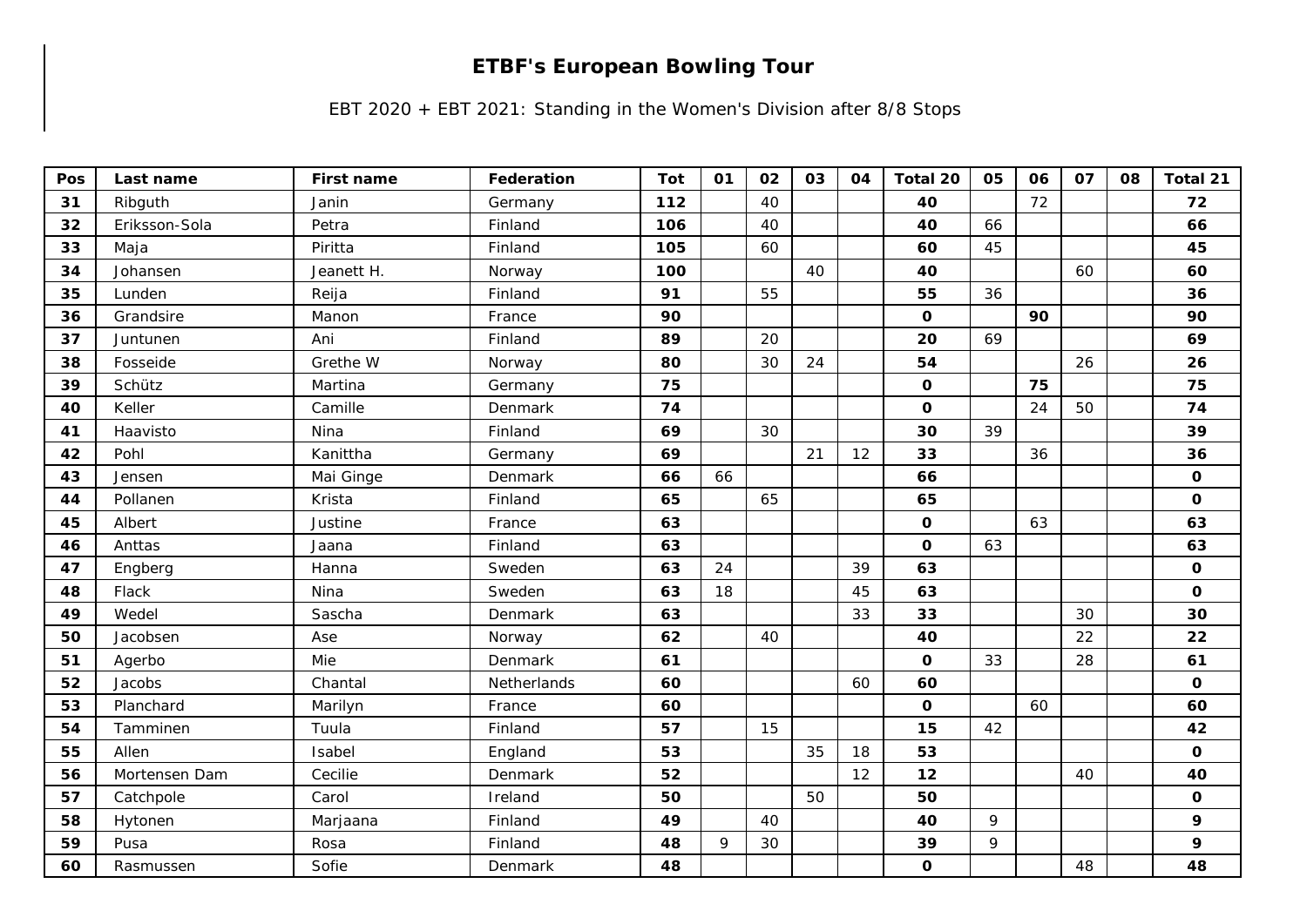# ETBF's European Bowling Tour

EBT 2020 + EBT 2021: Standing in the Women's Division after 8/8 Stops

| Pos | Last name | First name | Federation | Tot | 01 | 02 | 03 | 04 | Total 20 | 05 | 06 | 07 | 08 | Total 21 |
|---|---|---|---|---|---|---|---|---|---|---|---|---|---|---|
| **31** | Ribguth | Janin | Germany | **112** | | 40 | | | **40** | | 72 | | | **72** |
| **32** | Eriksson-Sola | Petra | Finland | **106** | | 40 | | | **40** | 66 | | | | **66** |
| **33** | Maja | Piritta | Finland | **105** | | 60 | | | **60** | 45 | | | | **45** |
| **34** | Johansen | Jeanett H. | Norway | **100** | | | 40 | | **40** | | | 60 | | **60** |
| **35** | Lunden | Reija | Finland | **91** | | 55 | | | **55** | 36 | | | | **36** |
| **36** | Grandsire | Manon | France | **90** | | | | | **0** | | **90** | | | **90** |
| **37** | Juntunen | Ani | Finland | **89** | | 20 | | | **20** | 69 | | | | **69** |
| **38** | Fosseide | Grethe W | Norway | **80** | | 30 | 24 | | **54** | | | 26 | | **26** |
| **39** | Schütz | Martina | Germany | **75** | | | | | **0** | | **75** | | | **75** |
| **40** | Keller | Camille | Denmark | **74** | | | | | **0** | | 24 | 50 | | **74** |
| **41** | Haavisto | Nina | Finland | **69** | | 30 | | | **30** | 39 | | | | **39** |
| **42** | Pohl | Kanittha | Germany | **69** | | | 21 | 12 | **33** | | 36 | | | **36** |
| **43** | Jensen | Mai Ginge | Denmark | **66** | 66 | | | | **66** | | | | | **0** |
| **44** | Pollanen | Krista | Finland | **65** | | 65 | | | **65** | | | | | **0** |
| **45** | Albert | Justine | France | **63** | | | | | **0** | | 63 | | | **63** |
| **46** | Anttas | Jaana | Finland | **63** | | | | | **0** | 63 | | | | **63** |
| **47** | Engberg | Hanna | Sweden | **63** | 24 | | | 39 | **63** | | | | | **0** |
| **48** | Flack | Nina | Sweden | **63** | 18 | | | 45 | **63** | | | | | **0** |
| **49** | Wedel | Sascha | Denmark | **63** | | | | 33 | **33** | | | 30 | | **30** |
| **50** | Jacobsen | Ase | Norway | **62** | | 40 | | | **40** | | | 22 | | **22** |
| **51** | Agerbo | Mie | Denmark | **61** | | | | | **0** | 33 | | 28 | | **61** |
| **52** | Jacobs | Chantal | Netherlands | **60** | | | | 60 | **60** | | | | | **0** |
| **53** | Planchard | Marilyn | France | **60** | | | | | **0** | | 60 | | | **60** |
| **54** | Tamminen | Tuula | Finland | **57** | | 15 | | | **15** | 42 | | | | **42** |
| **55** | Allen | Isabel | England | **53** | | | 35 | 18 | **53** | | | | | **0** |
| **56** | Mortensen Dam | Cecilie | Denmark | **52** | | | | 12 | **12** | | | 40 | | **40** |
| **57** | Catchpole | Carol | Ireland | **50** | | | 50 | | **50** | | | | | **0** |
| **58** | Hytonen | Marjaana | Finland | **49** | | 40 | | | **40** | 9 | | | | **9** |
| **59** | Pusa | Rosa | Finland | **48** | 9 | 30 | | | **39** | 9 | | | | **9** |
| **60** | Rasmussen | Sofie | Denmark | **48** | | | | | **0** | | | 48 | | **48** |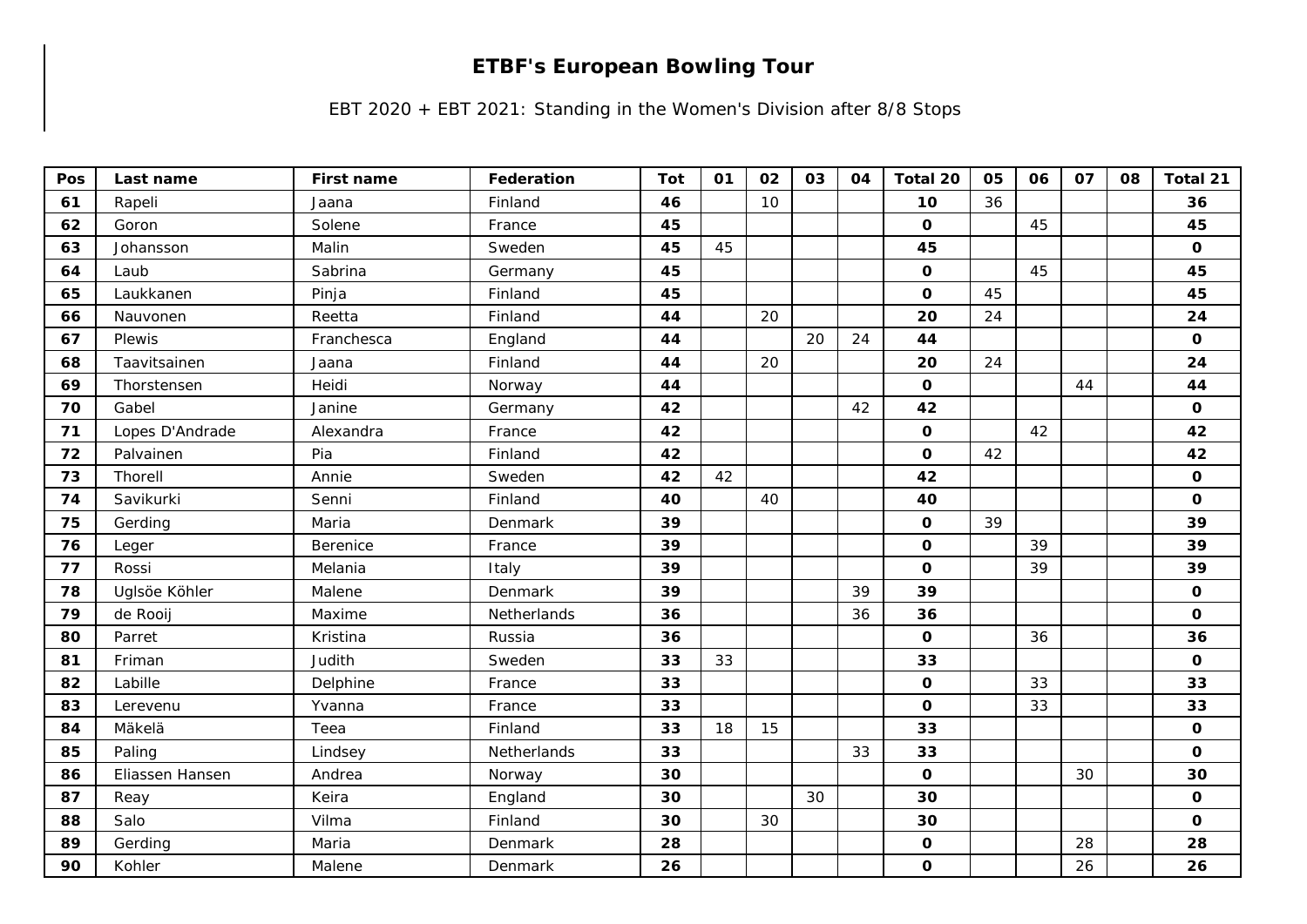# ETBF's European Bowling Tour

EBT 2020 + EBT 2021: Standing in the Women's Division after 8/8 Stops

| Pos | Last name | First name | Federation | Tot | 01 | 02 | 03 | 04 | Total 20 | 05 | 06 | 07 | 08 | Total 21 |
|---|---|---|---|---|---|---|---|---|---|---|---|---|---|---|
| 61 | Rapeli | Jaana | Finland | 46 | | 10 | | | 10 | 36 | | | | 36 |
| 62 | Goron | Solene | France | 45 | | | | | 0 | | 45 | | | 45 |
| 63 | Johansson | Malin | Sweden | 45 | 45 | | | | 45 | | | | | 0 |
| 64 | Laub | Sabrina | Germany | 45 | | | | | 0 | | 45 | | | 45 |
| 65 | Laukkanen | Pinja | Finland | 45 | | | | | 0 | 45 | | | | 45 |
| 66 | Nauvonen | Reetta | Finland | 44 | | 20 | | | 20 | 24 | | | | 24 |
| 67 | Plewis | Franchesca | England | 44 | | | 20 | 24 | 44 | | | | | 0 |
| 68 | Taavitsainen | Jaana | Finland | 44 | | 20 | | | 20 | 24 | | | | 24 |
| 69 | Thorstensen | Heidi | Norway | 44 | | | | | 0 | | | 44 | | 44 |
| 70 | Gabel | Janine | Germany | 42 | | | | 42 | 42 | | | | | 0 |
| 71 | Lopes D'Andrade | Alexandra | France | 42 | | | | | 0 | | 42 | | | 42 |
| 72 | Palvainen | Pia | Finland | 42 | | | | | 0 | 42 | | | | 42 |
| 73 | Thorell | Annie | Sweden | 42 | 42 | | | | 42 | | | | | 0 |
| 74 | Savikurki | Senni | Finland | 40 | | 40 | | | 40 | | | | | 0 |
| 75 | Gerding | Maria | Denmark | 39 | | | | | 0 | 39 | | | | 39 |
| 76 | Leger | Berenice | France | 39 | | | | | 0 | | 39 | | | 39 |
| 77 | Rossi | Melania | Italy | 39 | | | | | 0 | | 39 | | | 39 |
| 78 | Uglsöe Köhler | Malene | Denmark | 39 | | | | 39 | 39 | | | | | 0 |
| 79 | de Rooij | Maxime | Netherlands | 36 | | | | 36 | 36 | | | | | 0 |
| 80 | Parret | Kristina | Russia | 36 | | | | | 0 | | 36 | | | 36 |
| 81 | Friman | Judith | Sweden | 33 | 33 | | | | 33 | | | | | 0 |
| 82 | Labille | Delphine | France | 33 | | | | | 0 | | 33 | | | 33 |
| 83 | Lerevenu | Yvanna | France | 33 | | | | | 0 | | 33 | | | 33 |
| 84 | Mäkelä | Teea | Finland | 33 | 18 | 15 | | | 33 | | | | | 0 |
| 85 | Paling | Lindsey | Netherlands | 33 | | | | 33 | 33 | | | | | 0 |
| 86 | Eliassen Hansen | Andrea | Norway | 30 | | | | | 0 | | | 30 | | 30 |
| 87 | Reay | Keira | England | 30 | | | 30 | | 30 | | | | | 0 |
| 88 | Salo | Vilma | Finland | 30 | | 30 | | | 30 | | | | | 0 |
| 89 | Gerding | Maria | Denmark | 28 | | | | | 0 | | | 28 | | 28 |
| 90 | Kohler | Malene | Denmark | 26 | | | | | 0 | | | 26 | | 26 |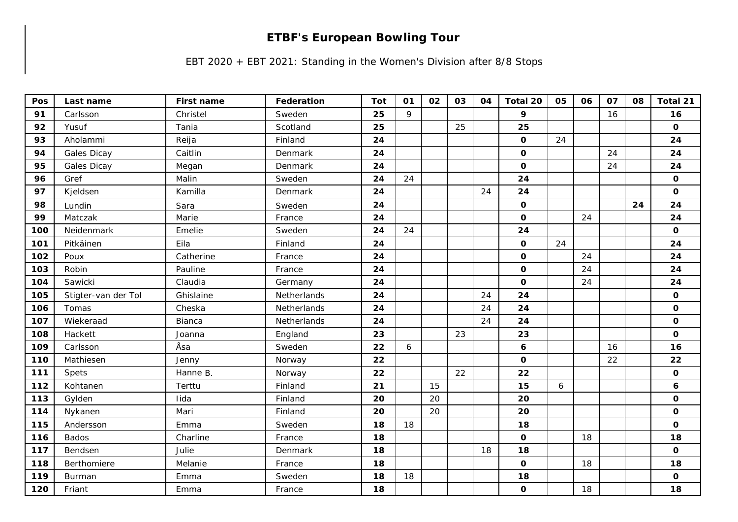# ETBF's European Bowling Tour

EBT 2020 + EBT 2021: Standing in the Women's Division after 8/8 Stops

| Pos | Last name | First name | Federation | Tot | 01 | 02 | 03 | 04 | Total 20 | 05 | 06 | 07 | 08 | Total 21 |
|---|---|---|---|---|---|---|---|---|---|---|---|---|---|---|
| 91 | Carlsson | Christel | Sweden | 25 | 9 | | | | 9 | | | 16 | | 16 |
| 92 | Yusuf | Tania | Scotland | 25 | | | 25 | | 25 | | | | | 0 |
| 93 | Aholammi | Reija | Finland | 24 | | | | | 0 | 24 | | | | 24 |
| 94 | Gales Dicay | Caitlin | Denmark | 24 | | | | | 0 | | | 24 | | 24 |
| 95 | Gales Dicay | Megan | Denmark | 24 | | | | | 0 | | | 24 | | 24 |
| 96 | Gref | Malin | Sweden | 24 | 24 | | | | 24 | | | | | 0 |
| 97 | Kjeldsen | Kamilla | Denmark | 24 | | | | 24 | 24 | | | | | 0 |
| 98 | Lundin | Sara | Sweden | 24 | | | | | 0 | | | | 24 | 24 |
| 99 | Matczak | Marie | France | 24 | | | | | 0 | | 24 | | | 24 |
| 100 | Neidenmark | Emelie | Sweden | 24 | 24 | | | | 24 | | | | | 0 |
| 101 | Pitkäinen | Eila | Finland | 24 | | | | | 0 | 24 | | | | 24 |
| 102 | Poux | Catherine | France | 24 | | | | | 0 | | 24 | | | 24 |
| 103 | Robin | Pauline | France | 24 | | | | | 0 | | 24 | | | 24 |
| 104 | Sawicki | Claudia | Germany | 24 | | | | | 0 | | 24 | | | 24 |
| 105 | Stigter-van der Tol | Ghislaine | Netherlands | 24 | | | | 24 | 24 | | | | | 0 |
| 106 | Tomas | Cheska | Netherlands | 24 | | | | 24 | 24 | | | | | 0 |
| 107 | Wiekeraad | Bianca | Netherlands | 24 | | | | 24 | 24 | | | | | 0 |
| 108 | Hackett | Joanna | England | 23 | | | 23 | | 23 | | | | | 0 |
| 109 | Carlsson | Åsa | Sweden | 22 | 6 | | | | 6 | | | 16 | | 16 |
| 110 | Mathiesen | Jenny | Norway | 22 | | | | | 0 | | | 22 | | 22 |
| 111 | Spets | Hanne B. | Norway | 22 | | | 22 | | 22 | | | | | 0 |
| 112 | Kohtanen | Terttu | Finland | 21 | | 15 | | | 15 | 6 | | | | 6 |
| 113 | Gylden | Iida | Finland | 20 | | 20 | | | 20 | | | | | 0 |
| 114 | Nykanen | Mari | Finland | 20 | | 20 | | | 20 | | | | | 0 |
| 115 | Andersson | Emma | Sweden | 18 | 18 | | | | 18 | | | | | 0 |
| 116 | Bados | Charline | France | 18 | | | | | 0 | | 18 | | | 18 |
| 117 | Bendsen | Julie | Denmark | 18 | | | | 18 | 18 | | | | | 0 |
| 118 | Berthomiere | Melanie | France | 18 | | | | | 0 | | 18 | | | 18 |
| 119 | Burman | Emma | Sweden | 18 | 18 | | | | 18 | | | | | 0 |
| 120 | Friant | Emma | France | 18 | | | | | 0 | | 18 | | | 18 |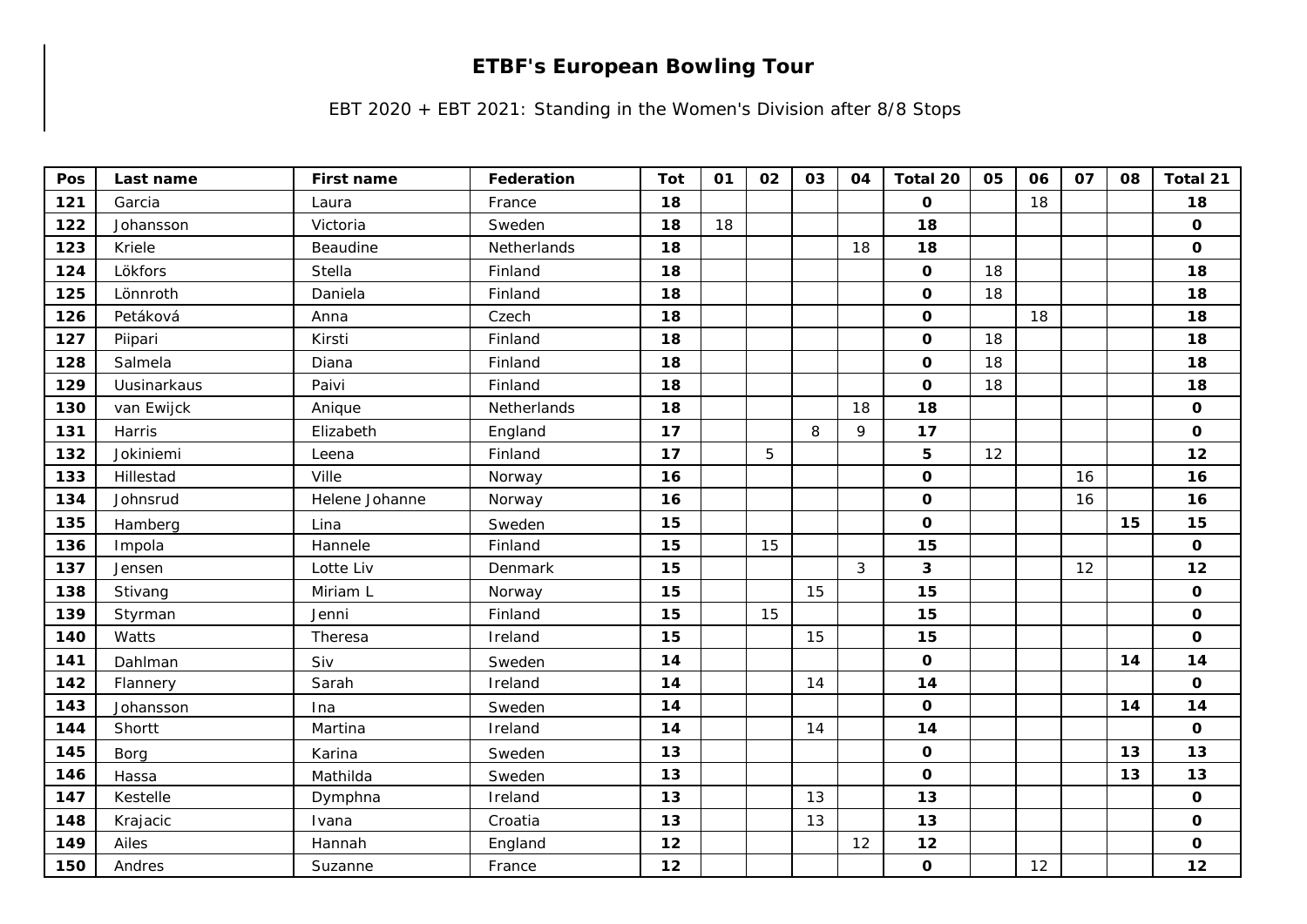# ETBF's European Bowling Tour

EBT 2020 + EBT 2021: Standing in the Women's Division after 8/8 Stops

| Pos | Last name | First name | Federation | Tot | 01 | 02 | 03 | 04 | Total 20 | 05 | 06 | 07 | 08 | Total 21 |
|---|---|---|---|---|---|---|---|---|---|---|---|---|---|---|
| 121 | Garcia | Laura | France | 18 | | | | | 0 | | 18 | | | 18 |
| 122 | Johansson | Victoria | Sweden | 18 | 18 | | | | 18 | | | | | 0 |
| 123 | Kriele | Beaudine | Netherlands | 18 | | | | 18 | 18 | | | | | 0 |
| 124 | Lökfors | Stella | Finland | 18 | | | | | 0 | 18 | | | | 18 |
| 125 | Lönnroth | Daniela | Finland | 18 | | | | | 0 | 18 | | | | 18 |
| 126 | Petáková | Anna | Czech | 18 | | | | | 0 | | 18 | | | 18 |
| 127 | Piipari | Kirsti | Finland | 18 | | | | | 0 | 18 | | | | 18 |
| 128 | Salmela | Diana | Finland | 18 | | | | | 0 | 18 | | | | 18 |
| 129 | Uusinarkaus | Paivi | Finland | 18 | | | | | 0 | 18 | | | | 18 |
| 130 | van Ewijck | Anique | Netherlands | 18 | | | | 18 | 18 | | | | | 0 |
| 131 | Harris | Elizabeth | England | 17 | | | 8 | 9 | 17 | | | | | 0 |
| 132 | Jokiniemi | Leena | Finland | 17 | | 5 | | | 5 | 12 | | | | 12 |
| 133 | Hillestad | Ville | Norway | 16 | | | | | 0 | | | 16 | | 16 |
| 134 | Johnsrud | Helene Johanne | Norway | 16 | | | | | 0 | | | 16 | | 16 |
| 135 | Hamberg | Lina | Sweden | 15 | | | | | 0 | | | | 15 | 15 |
| 136 | Impola | Hannele | Finland | 15 | | 15 | | | 15 | | | | | 0 |
| 137 | Jensen | Lotte Liv | Denmark | 15 | | | | 3 | 3 | | | 12 | | 12 |
| 138 | Stivang | Miriam L | Norway | 15 | | | 15 | | 15 | | | | | 0 |
| 139 | Styrman | Jenni | Finland | 15 | | 15 | | | 15 | | | | | 0 |
| 140 | Watts | Theresa | Ireland | 15 | | | 15 | | 15 | | | | | 0 |
| 141 | Dahlman | Siv | Sweden | 14 | | | | | 0 | | | | 14 | 14 |
| 142 | Flannery | Sarah | Ireland | 14 | | | 14 | | 14 | | | | | 0 |
| 143 | Johansson | Ina | Sweden | 14 | | | | | 0 | | | | 14 | 14 |
| 144 | Shortt | Martina | Ireland | 14 | | | 14 | | 14 | | | | | 0 |
| 145 | Borg | Karina | Sweden | 13 | | | | | 0 | | | | 13 | 13 |
| 146 | Hassa | Mathilda | Sweden | 13 | | | | | 0 | | | | 13 | 13 |
| 147 | Kestelle | Dymphna | Ireland | 13 | | | 13 | | 13 | | | | | 0 |
| 148 | Krajacic | Ivana | Croatia | 13 | | | 13 | | 13 | | | | | 0 |
| 149 | Ailes | Hannah | England | 12 | | | | 12 | 12 | | | | | 0 |
| 150 | Andres | Suzanne | France | 12 | | | | | 0 | | 12 | | | 12 |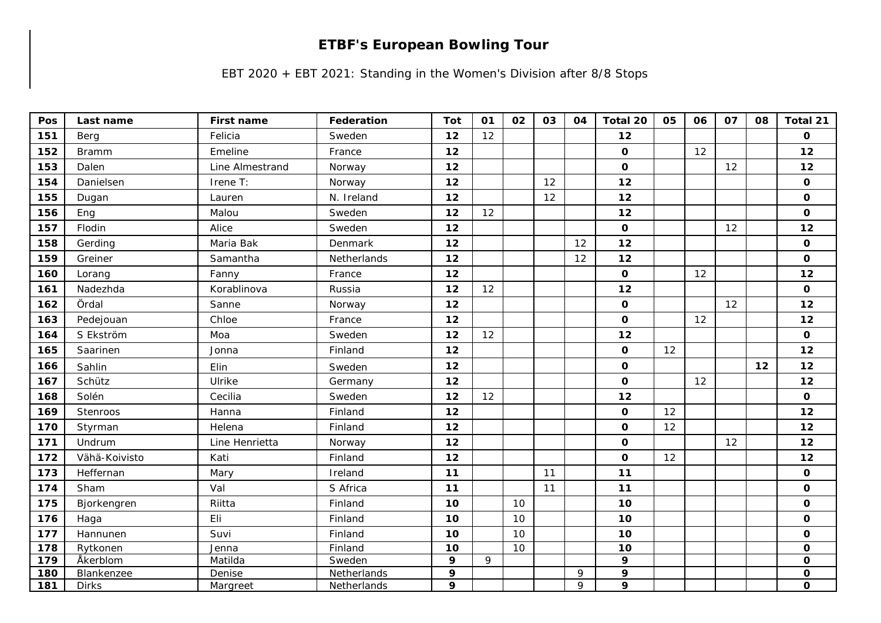# ETBF's European Bowling Tour

EBT 2020 + EBT 2021: Standing in the Women's Division after 8/8 Stops

| Pos | Last name | First name | Federation | Tot | 01 | 02 | 03 | 04 | Total 20 | 05 | 06 | 07 | 08 | Total 21 |
|---|---|---|---|---|---|---|---|---|---|---|---|---|---|---|
| 151 | Berg | Felicia | Sweden | 12 | 12 | | | | 12 | | | | | 0 |
| 152 | Bramm | Emeline | France | 12 | | | | | 0 | | 12 | | | 12 |
| 153 | Dalen | Line Almestrand | Norway | 12 | | | | | 0 | | | 12 | | 12 |
| 154 | Danielsen | Irene T: | Norway | 12 | | | 12 | | 12 | | | | | 0 |
| 155 | Dugan | Lauren | N. Ireland | 12 | | | 12 | | 12 | | | | | 0 |
| 156 | Eng | Malou | Sweden | 12 | 12 | | | | 12 | | | | | 0 |
| 157 | Flodin | Alice | Sweden | 12 | | | | | 0 | | | 12 | | 12 |
| 158 | Gerding | Maria Bak | Denmark | 12 | | | | 12 | 12 | | | | | 0 |
| 159 | Greiner | Samantha | Netherlands | 12 | | | | 12 | 12 | | | | | 0 |
| 160 | Lorang | Fanny | France | 12 | | | | | 0 | | 12 | | | 12 |
| 161 | Nadezhda | Korablinova | Russia | 12 | 12 | | | | 12 | | | | | 0 |
| 162 | Ördal | Sanne | Norway | 12 | | | | | 0 | | | 12 | | 12 |
| 163 | Pedejouan | Chloe | France | 12 | | | | | 0 | | 12 | | | 12 |
| 164 | S Ekström | Moa | Sweden | 12 | 12 | | | | 12 | | | | | 0 |
| 165 | Saarinen | Jonna | Finland | 12 | | | | | 0 | 12 | | | | 12 |
| 166 | Sahlin | Elin | Sweden | 12 | | | | | 0 | | | | 12 | 12 |
| 167 | Schütz | Ulrike | Germany | 12 | | | | | 0 | | 12 | | | 12 |
| 168 | Solén | Cecilia | Sweden | 12 | 12 | | | | 12 | | | | | 0 |
| 169 | Stenroos | Hanna | Finland | 12 | | | | | 0 | 12 | | | | 12 |
| 170 | Styrman | Helena | Finland | 12 | | | | | 0 | 12 | | | | 12 |
| 171 | Undrum | Line Henrietta | Norway | 12 | | | | | 0 | | | 12 | | 12 |
| 172 | Vähä-Koivisto | Kati | Finland | 12 | | | | | 0 | 12 | | | | 12 |
| 173 | Heffernan | Mary | Ireland | 11 | | | 11 | | 11 | | | | | 0 |
| 174 | Sham | Val | S Africa | 11 | | | 11 | | 11 | | | | | 0 |
| 175 | Bjorkengren | Riitta | Finland | 10 | | 10 | | | 10 | | | | | 0 |
| 176 | Haga | Eli | Finland | 10 | | 10 | | | 10 | | | | | 0 |
| 177 | Hannunen | Suvi | Finland | 10 | | 10 | | | 10 | | | | | 0 |
| 178 | Rytkonen | Jenna | Finland | 10 | | 10 | | | 10 | | | | | 0 |
| 179 | Åkerblom | Matilda | Sweden | 9 | 9 | | | | 9 | | | | | 0 |
| 180 | Blankenzee | Denise | Netherlands | 9 | | | | 9 | 9 | | | | | 0 |
| 181 | Dirks | Margreet | Netherlands | 9 | | | | 9 | 9 | | | | | 0 |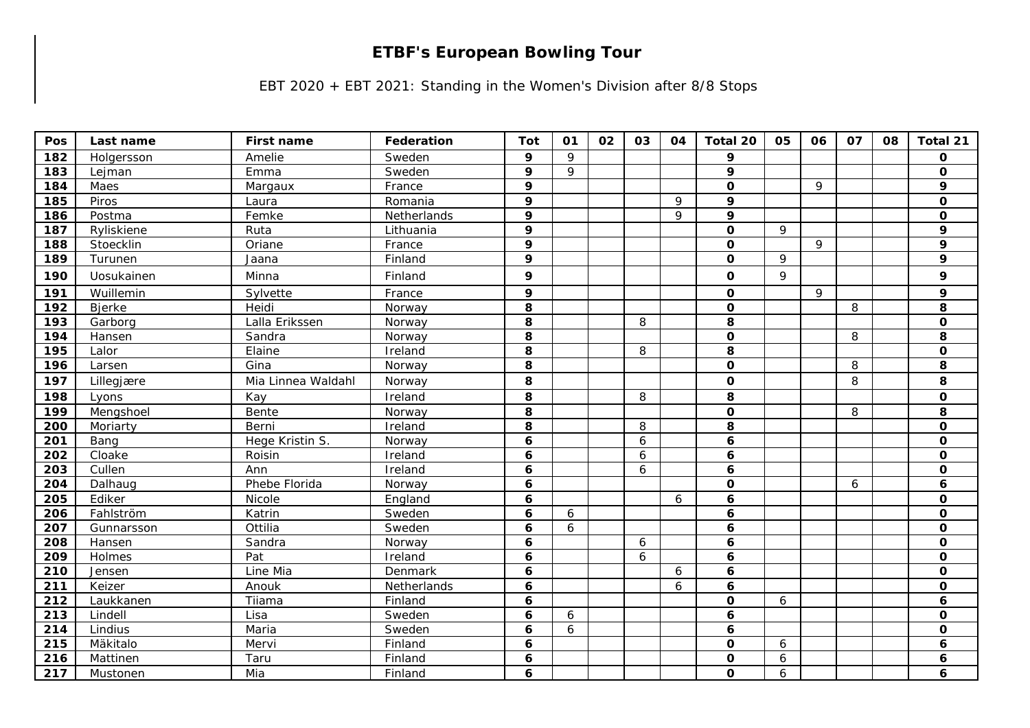# ETBF's European Bowling Tour

EBT 2020 + EBT 2021: Standing in the Women's Division after 8/8 Stops

| Pos | Last name | First name | Federation | Tot | 01 | 02 | 03 | 04 | Total 20 | 05 | 06 | 07 | 08 | Total 21 |
|---|---|---|---|---|---|---|---|---|---|---|---|---|---|---|
| 182 | Holgersson | Amelie | Sweden | 9 | 9 | | | | 9 | | | | | 0 |
| 183 | Lejman | Emma | Sweden | 9 | 9 | | | | 9 | | | | | 0 |
| 184 | Maes | Margaux | France | 9 | | | | | 0 | | 9 | | | 9 |
| 185 | Piros | Laura | Romania | 9 | | | | 9 | 9 | | | | | 0 |
| 186 | Postma | Femke | Netherlands | 9 | | | | 9 | 9 | | | | | 0 |
| 187 | Ryliskiene | Ruta | Lithuania | 9 | | | | | 0 | 9 | | | | 9 |
| 188 | Stoecklin | Oriane | France | 9 | | | | | 0 | | 9 | | | 9 |
| 189 | Turunen | Jaana | Finland | 9 | | | | | 0 | 9 | | | | 9 |
| 190 | Uosukainen | Minna | Finland | 9 | | | | | 0 | 9 | | | | 9 |
| 191 | Wuillemin | Sylvette | France | 9 | | | | | 0 | | 9 | | | 9 |
| 192 | Bjerke | Heidi | Norway | 8 | | | | | 0 | | | 8 | | 8 |
| 193 | Garborg | Lalla Erikssen | Norway | 8 | | | 8 | | 8 | | | | | 0 |
| 194 | Hansen | Sandra | Norway | 8 | | | | | 0 | | | 8 | | 8 |
| 195 | Lalor | Elaine | Ireland | 8 | | | 8 | | 8 | | | | | 0 |
| 196 | Larsen | Gina | Norway | 8 | | | | | 0 | | | 8 | | 8 |
| 197 | Lillegjære | Mia Linnea Waldahl | Norway | 8 | | | | | 0 | | | 8 | | 8 |
| 198 | Lyons | Kay | Ireland | 8 | | | 8 | | 8 | | | | | 0 |
| 199 | Mengshoel | Bente | Norway | 8 | | | | | 0 | | | 8 | | 8 |
| 200 | Moriarty | Berni | Ireland | 8 | | | 8 | | 8 | | | | | 0 |
| 201 | Bang | Hege Kristin S. | Norway | 6 | | | 6 | | 6 | | | | | 0 |
| 202 | Cloake | Roisin | Ireland | 6 | | | 6 | | 6 | | | | | 0 |
| 203 | Cullen | Ann | Ireland | 6 | | | 6 | | 6 | | | | | 0 |
| 204 | Dalhaug | Phebe Florida | Norway | 6 | | | | | 0 | | | 6 | | 6 |
| 205 | Ediker | Nicole | England | 6 | | | | 6 | 6 | | | | | 0 |
| 206 | Fahlström | Katrin | Sweden | 6 | 6 | | | | 6 | | | | | 0 |
| 207 | Gunnarsson | Ottilia | Sweden | 6 | 6 | | | | 6 | | | | | 0 |
| 208 | Hansen | Sandra | Norway | 6 | | | 6 | | 6 | | | | | 0 |
| 209 | Holmes | Pat | Ireland | 6 | | | 6 | | 6 | | | | | 0 |
| 210 | Jensen | Line Mia | Denmark | 6 | | | | 6 | 6 | | | | | 0 |
| 211 | Keizer | Anouk | Netherlands | 6 | | | | 6 | 6 | | | | | 0 |
| 212 | Laukkanen | Tiiama | Finland | 6 | | | | | 0 | 6 | | | | 6 |
| 213 | Lindell | Lisa | Sweden | 6 | 6 | | | | 6 | | | | | 0 |
| 214 | Lindius | Maria | Sweden | 6 | 6 | | | | 6 | | | | | 0 |
| 215 | Mäkitalo | Mervi | Finland | 6 | | | | | 0 | 6 | | | | 6 |
| 216 | Mattinen | Taru | Finland | 6 | | | | | 0 | 6 | | | | 6 |
| 217 | Mustonen | Mia | Finland | 6 | | | | | 0 | 6 | | | | 6 |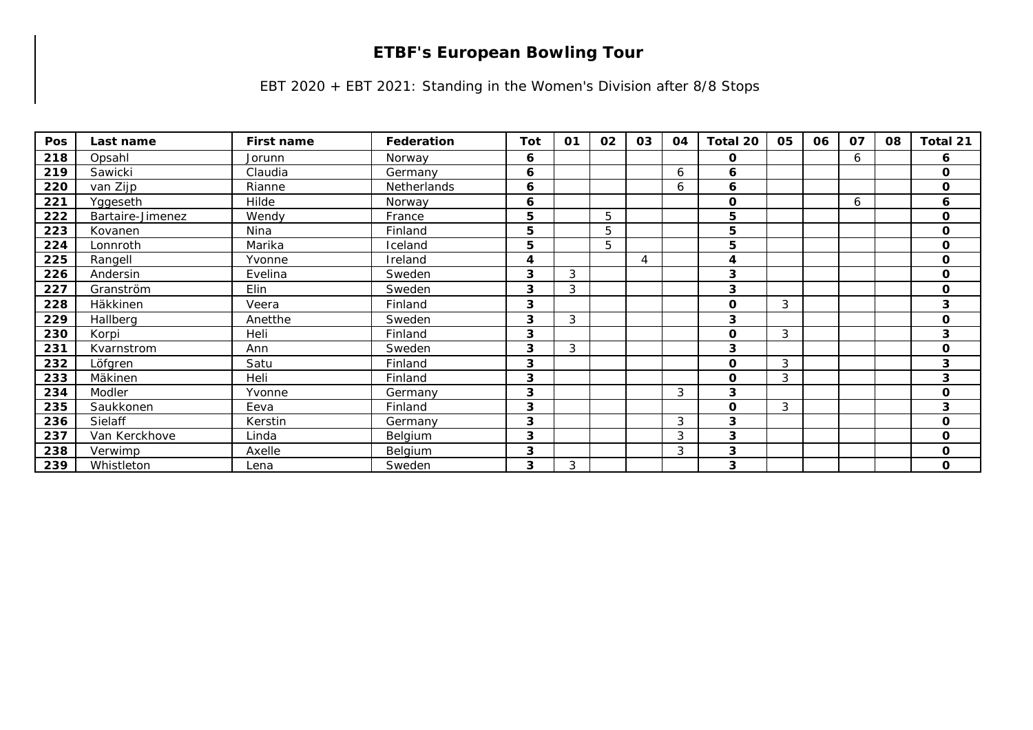# ETBF's European Bowling Tour

EBT 2020 + EBT 2021: Standing in the Women's Division after 8/8 Stops

| Pos | Last name | First name | Federation | Tot | 01 | 02 | 03 | 04 | Total 20 | 05 | 06 | 07 | 08 | Total 21 |
|---|---|---|---|---|---|---|---|---|---|---|---|---|---|---|
| 218 | Opsahl | Jorunn | Norway | 6 | | | | | 0 | | | 6 | | 6 |
| 219 | Sawicki | Claudia | Germany | 6 | | | | 6 | 6 | | | | | 0 |
| 220 | van Zijp | Rianne | Netherlands | 6 | | | | 6 | 6 | | | | | 0 |
| 221 | Yggeseth | Hilde | Norway | 6 | | | | | 0 | | | 6 | | 6 |
| 222 | Bartaire-Jimenez | Wendy | France | 5 | | 5 | | | 5 | | | | | 0 |
| 223 | Kovanen | Nina | Finland | 5 | | 5 | | | 5 | | | | | 0 |
| 224 | Lonnroth | Marika | Iceland | 5 | | 5 | | | 5 | | | | | 0 |
| 225 | Rangell | Yvonne | Ireland | 4 | | | 4 | | 4 | | | | | 0 |
| 226 | Andersin | Evelina | Sweden | 3 | 3 | | | | 3 | | | | | 0 |
| 227 | Granström | Elin | Sweden | 3 | 3 | | | | 3 | | | | | 0 |
| 228 | Häkkinen | Veera | Finland | 3 | | | | | 0 | 3 | | | | 3 |
| 229 | Hallberg | Anetthe | Sweden | 3 | 3 | | | | 3 | | | | | 0 |
| 230 | Korpi | Heli | Finland | 3 | | | | | 0 | 3 | | | | 3 |
| 231 | Kvarnstrom | Ann | Sweden | 3 | 3 | | | | 3 | | | | | 0 |
| 232 | Löfgren | Satu | Finland | 3 | | | | | 0 | 3 | | | | 3 |
| 233 | Mäkinen | Heli | Finland | 3 | | | | | 0 | 3 | | | | 3 |
| 234 | Modler | Yvonne | Germany | 3 | | | | 3 | 3 | | | | | 0 |
| 235 | Saukkonen | Eeva | Finland | 3 | | | | | 0 | 3 | | | | 3 |
| 236 | Sielaff | Kerstin | Germany | 3 | | | | 3 | 3 | | | | | 0 |
| 237 | Van Kerckhove | Linda | Belgium | 3 | | | | 3 | 3 | | | | | 0 |
| 238 | Verwimp | Axelle | Belgium | 3 | | | | 3 | 3 | | | | | 0 |
| 239 | Whistleton | Lena | Sweden | 3 | 3 | | | | 3 | | | | | 0 |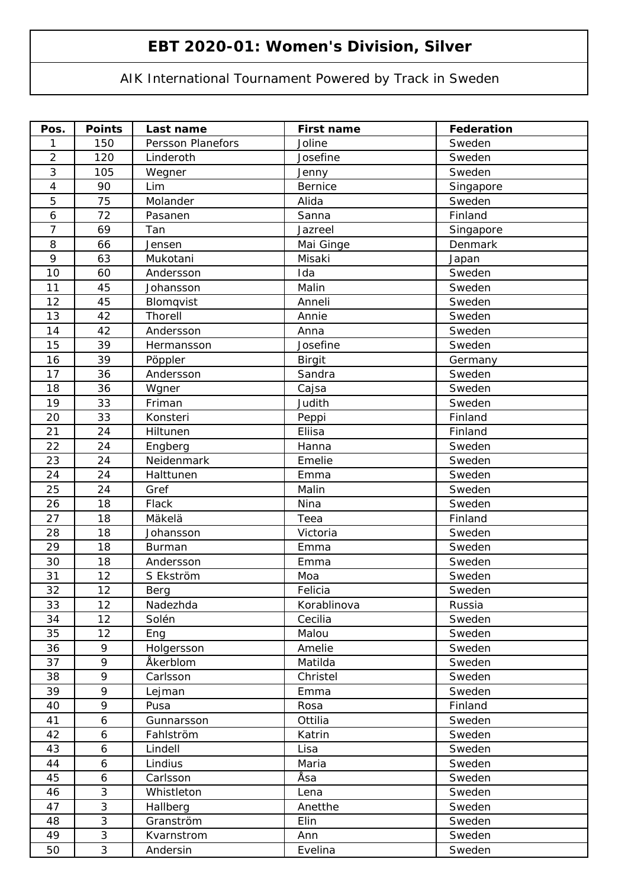# EBT 2020-01: Women's Division, Silver

AIK International Tournament Powered by Track in Sweden

| Pos. | Points | Last name | First name | Federation |
|---|---|---|---|---|
| 1 | 150 | Persson Planefors | Joline | Sweden |
| 2 | 120 | Linderoth | Josefine | Sweden |
| 3 | 105 | Wegner | Jenny | Sweden |
| 4 | 90 | Lim | Bernice | Singapore |
| 5 | 75 | Molander | Alida | Sweden |
| 6 | 72 | Pasanen | Sanna | Finland |
| 7 | 69 | Tan | Jazreel | Singapore |
| 8 | 66 | Jensen | Mai Ginge | Denmark |
| 9 | 63 | Mukotani | Misaki | Japan |
| 10 | 60 | Andersson | Ida | Sweden |
| 11 | 45 | Johansson | Malin | Sweden |
| 12 | 45 | Blomqvist | Anneli | Sweden |
| 13 | 42 | Thorell | Annie | Sweden |
| 14 | 42 | Andersson | Anna | Sweden |
| 15 | 39 | Hermansson | Josefine | Sweden |
| 16 | 39 | Pöppler | Birgit | Germany |
| 17 | 36 | Andersson | Sandra | Sweden |
| 18 | 36 | Wgner | Cajsa | Sweden |
| 19 | 33 | Friman | Judith | Sweden |
| 20 | 33 | Konsteri | Peppi | Finland |
| 21 | 24 | Hiltunen | Eliisa | Finland |
| 22 | 24 | Engberg | Hanna | Sweden |
| 23 | 24 | Neidenmark | Emelie | Sweden |
| 24 | 24 | Halttunen | Emma | Sweden |
| 25 | 24 | Gref | Malin | Sweden |
| 26 | 18 | Flack | Nina | Sweden |
| 27 | 18 | Mäkelä | Teea | Finland |
| 28 | 18 | Johansson | Victoria | Sweden |
| 29 | 18 | Burman | Emma | Sweden |
| 30 | 18 | Andersson | Emma | Sweden |
| 31 | 12 | S Ekström | Moa | Sweden |
| 32 | 12 | Berg | Felicia | Sweden |
| 33 | 12 | Nadezhda | Korablinova | Russia |
| 34 | 12 | Solén | Cecilia | Sweden |
| 35 | 12 | Eng | Malou | Sweden |
| 36 | 9 | Holgersson | Amelie | Sweden |
| 37 | 9 | Åkerblom | Matilda | Sweden |
| 38 | 9 | Carlsson | Christel | Sweden |
| 39 | 9 | Lejman | Emma | Sweden |
| 40 | 9 | Pusa | Rosa | Finland |
| 41 | 6 | Gunnarsson | Ottilia | Sweden |
| 42 | 6 | Fahlström | Katrin | Sweden |
| 43 | 6 | Lindell | Lisa | Sweden |
| 44 | 6 | Lindius | Maria | Sweden |
| 45 | 6 | Carlsson | Åsa | Sweden |
| 46 | 3 | Whistleton | Lena | Sweden |
| 47 | 3 | Hallberg | Anetthe | Sweden |
| 48 | 3 | Granström | Elin | Sweden |
| 49 | 3 | Kvarnstrom | Ann | Sweden |
| 50 | 3 | Andersin | Evelina | Sweden |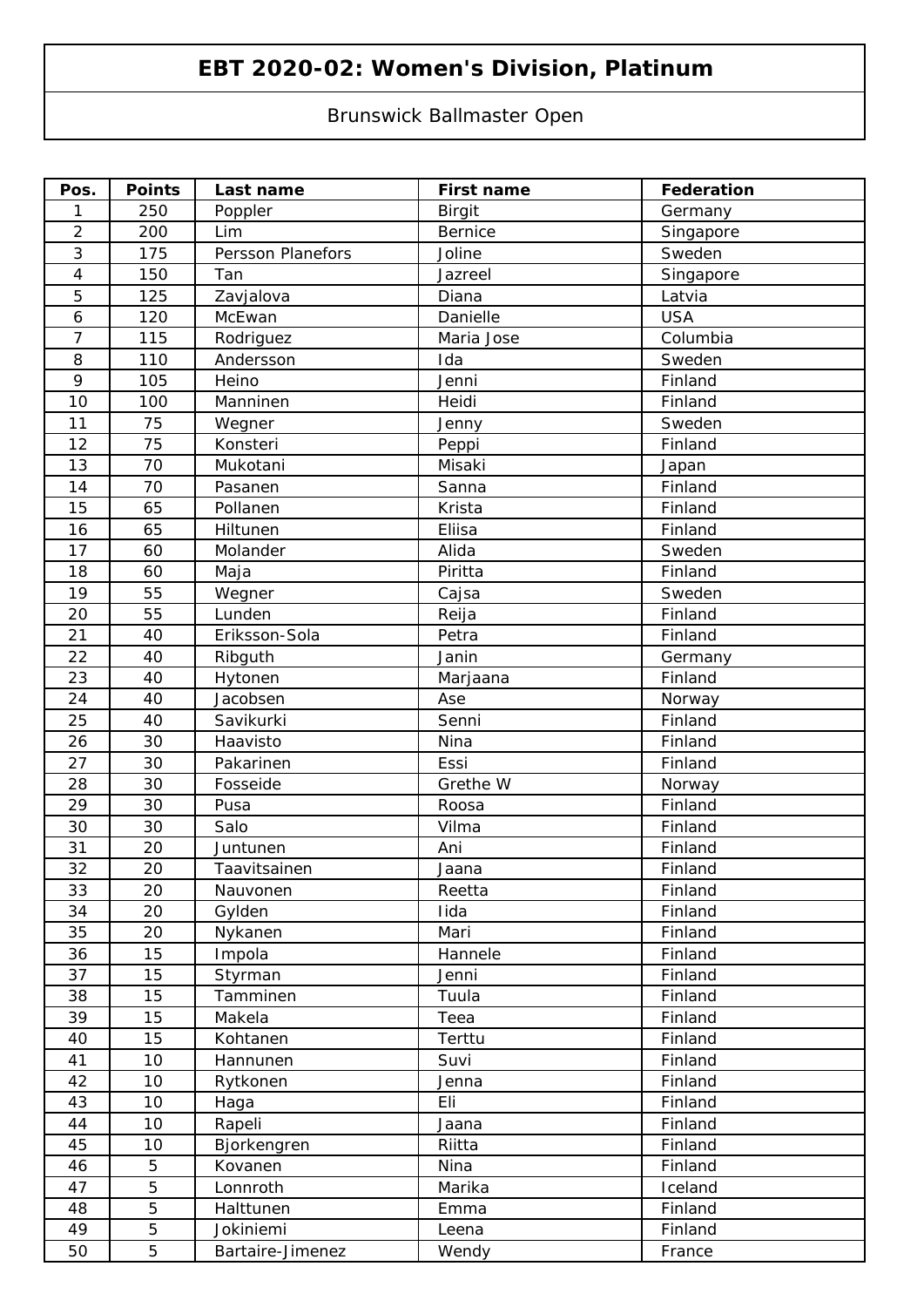# EBT 2020-02: Women's Division, Platinum

Brunswick Ballmaster Open

| Pos. | Points | Last name | First name | Federation |
|---|---|---|---|---|
| 1 | 250 | Poppler | Birgit | Germany |
| 2 | 200 | Lim | Bernice | Singapore |
| 3 | 175 | Persson Planefors | Joline | Sweden |
| 4 | 150 | Tan | Jazreel | Singapore |
| 5 | 125 | Zavjalova | Diana | Latvia |
| 6 | 120 | McEwan | Danielle | USA |
| 7 | 115 | Rodriguez | Maria Jose | Columbia |
| 8 | 110 | Andersson | Ida | Sweden |
| 9 | 105 | Heino | Jenni | Finland |
| 10 | 100 | Manninen | Heidi | Finland |
| 11 | 75 | Wegner | Jenny | Sweden |
| 12 | 75 | Konsteri | Peppi | Finland |
| 13 | 70 | Mukotani | Misaki | Japan |
| 14 | 70 | Pasanen | Sanna | Finland |
| 15 | 65 | Pollanen | Krista | Finland |
| 16 | 65 | Hiltunen | Eliisa | Finland |
| 17 | 60 | Molander | Alida | Sweden |
| 18 | 60 | Maja | Piritta | Finland |
| 19 | 55 | Wegner | Cajsa | Sweden |
| 20 | 55 | Lunden | Reija | Finland |
| 21 | 40 | Eriksson-Sola | Petra | Finland |
| 22 | 40 | Ribguth | Janin | Germany |
| 23 | 40 | Hytonen | Marjaana | Finland |
| 24 | 40 | Jacobsen | Ase | Norway |
| 25 | 40 | Savikurki | Senni | Finland |
| 26 | 30 | Haavisto | Nina | Finland |
| 27 | 30 | Pakarinen | Essi | Finland |
| 28 | 30 | Fosseide | Grethe W | Norway |
| 29 | 30 | Pusa | Roosa | Finland |
| 30 | 30 | Salo | Vilma | Finland |
| 31 | 20 | Juntunen | Ani | Finland |
| 32 | 20 | Taavitsainen | Jaana | Finland |
| 33 | 20 | Nauvonen | Reetta | Finland |
| 34 | 20 | Gylden | Iida | Finland |
| 35 | 20 | Nykanen | Mari | Finland |
| 36 | 15 | Impola | Hannele | Finland |
| 37 | 15 | Styrman | Jenni | Finland |
| 38 | 15 | Tamminen | Tuula | Finland |
| 39 | 15 | Makela | Teea | Finland |
| 40 | 15 | Kohtanen | Terttu | Finland |
| 41 | 10 | Hannunen | Suvi | Finland |
| 42 | 10 | Rytkonen | Jenna | Finland |
| 43 | 10 | Haga | Eli | Finland |
| 44 | 10 | Rapeli | Jaana | Finland |
| 45 | 10 | Bjorkengren | Riitta | Finland |
| 46 | 5 | Kovanen | Nina | Finland |
| 47 | 5 | Lonnroth | Marika | Iceland |
| 48 | 5 | Halttunen | Emma | Finland |
| 49 | 5 | Jokiniemi | Leena | Finland |
| 50 | 5 | Bartaire-Jimenez | Wendy | France |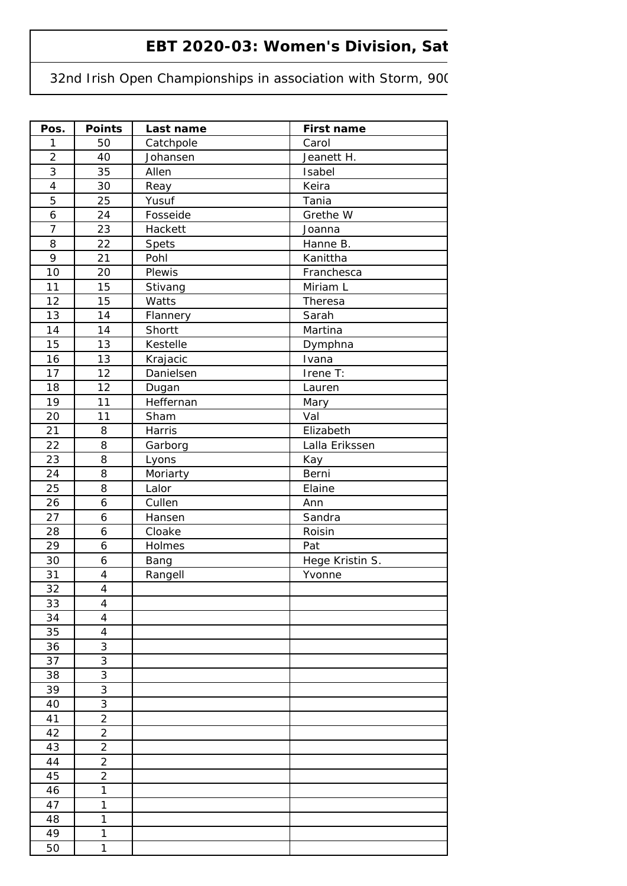# EBT 2020-03: Women's Division, Sat

32nd Irish Open Championships in association with Storm, 900

| Pos. | Points | Last name | First name |
|---|---|---|---|
| 1 | 50 | Catchpole | Carol |
| 2 | 40 | Johansen | Jeanett H. |
| 3 | 35 | Allen | Isabel |
| 4 | 30 | Reay | Keira |
| 5 | 25 | Yusuf | Tania |
| 6 | 24 | Fosseide | Grethe W |
| 7 | 23 | Hackett | Joanna |
| 8 | 22 | Spets | Hanne B. |
| 9 | 21 | Pohl | Kanittha |
| 10 | 20 | Plewis | Franchesca |
| 11 | 15 | Stivang | Miriam L |
| 12 | 15 | Watts | Theresa |
| 13 | 14 | Flannery | Sarah |
| 14 | 14 | Shortt | Martina |
| 15 | 13 | Kestelle | Dymphna |
| 16 | 13 | Krajacic | Ivana |
| 17 | 12 | Danielsen | Irene T: |
| 18 | 12 | Dugan | Lauren |
| 19 | 11 | Heffernan | Mary |
| 20 | 11 | Sham | Val |
| 21 | 8 | Harris | Elizabeth |
| 22 | 8 | Garborg | Lalla Erikssen |
| 23 | 8 | Lyons | Kay |
| 24 | 8 | Moriarty | Berni |
| 25 | 8 | Lalor | Elaine |
| 26 | 6 | Cullen | Ann |
| 27 | 6 | Hansen | Sandra |
| 28 | 6 | Cloake | Roisin |
| 29 | 6 | Holmes | Pat |
| 30 | 6 | Bang | Hege Kristin S. |
| 31 | 4 | Rangell | Yvonne |
| 32 | 4 | | |
| 33 | 4 | | |
| 34 | 4 | | |
| 35 | 4 | | |
| 36 | 3 | | |
| 37 | 3 | | |
| 38 | 3 | | |
| 39 | 3 | | |
| 40 | 3 | | |
| 41 | 2 | | |
| 42 | 2 | | |
| 43 | 2 | | |
| 44 | 2 | | |
| 45 | 2 | | |
| 46 | 1 | | |
| 47 | 1 | | |
| 48 | 1 | | |
| 49 | 1 | | |
| 50 | 1 | | |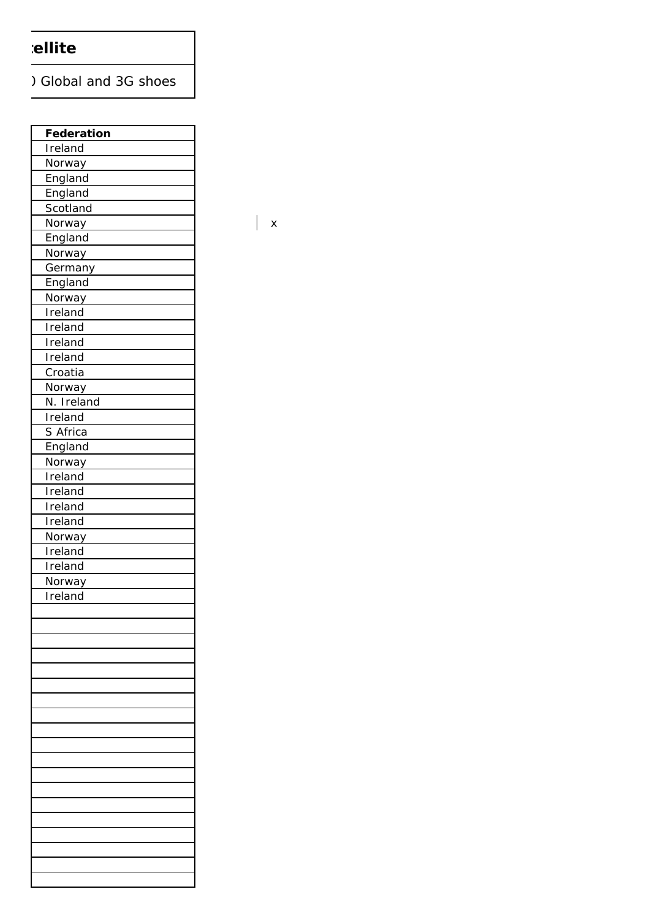**ellite**

) Global and 3G shoes

| Federation |
|---|
| Ireland |
| Norway |
| England |
| England |
| Scotland |
| Norway |
| England |
| Norway |
| Germany |
| England |
| Norway |
| Ireland |
| Ireland |
| Ireland |
| Ireland |
| Croatia |
| Norway |
| N. Ireland |
| Ireland |
| S Africa |
| England |
| Norway |
| Ireland |
| Ireland |
| Ireland |
| Ireland |
| Norway |
| Ireland |
| Ireland |
| Norway |
| Ireland |
| |
| |
| |
| |
| |
| |
| |
| |
| |
| |
| |
| |
| |
| |
| |
| |
| |
| |
| |

x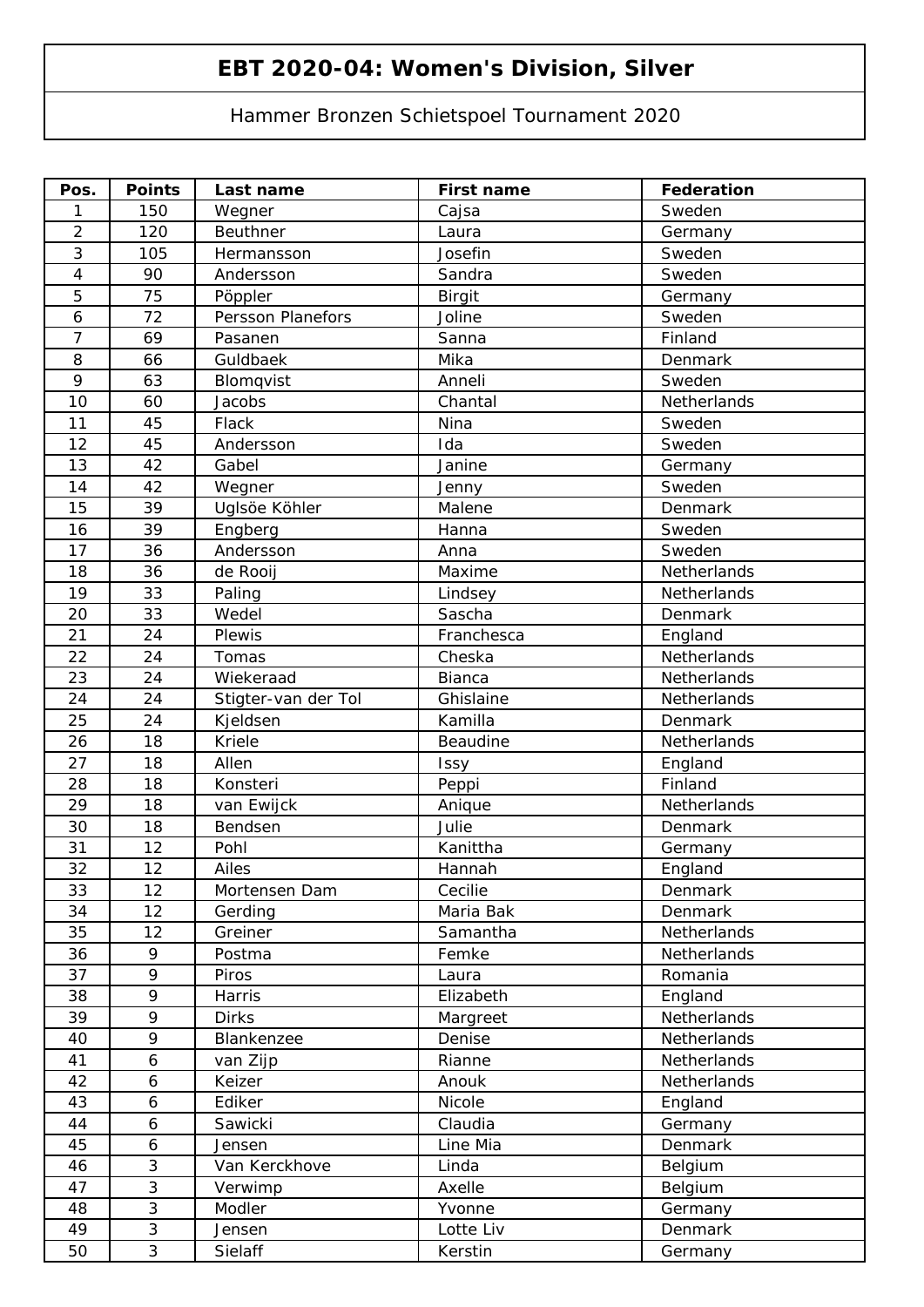# EBT 2020-04: Women's Division, Silver

Hammer Bronzen Schietspoel Tournament 2020

| Pos. | Points | Last name | First name | Federation |
|---|---|---|---|---|
| 1 | 150 | Wegner | Cajsa | Sweden |
| 2 | 120 | Beuthner | Laura | Germany |
| 3 | 105 | Hermansson | Josefin | Sweden |
| 4 | 90 | Andersson | Sandra | Sweden |
| 5 | 75 | Pöppler | Birgit | Germany |
| 6 | 72 | Persson Planefors | Joline | Sweden |
| 7 | 69 | Pasanen | Sanna | Finland |
| 8 | 66 | Guldbaek | Mika | Denmark |
| 9 | 63 | Blomqvist | Anneli | Sweden |
| 10 | 60 | Jacobs | Chantal | Netherlands |
| 11 | 45 | Flack | Nina | Sweden |
| 12 | 45 | Andersson | Ida | Sweden |
| 13 | 42 | Gabel | Janine | Germany |
| 14 | 42 | Wegner | Jenny | Sweden |
| 15 | 39 | Uglsöe Köhler | Malene | Denmark |
| 16 | 39 | Engberg | Hanna | Sweden |
| 17 | 36 | Andersson | Anna | Sweden |
| 18 | 36 | de Rooij | Maxime | Netherlands |
| 19 | 33 | Paling | Lindsey | Netherlands |
| 20 | 33 | Wedel | Sascha | Denmark |
| 21 | 24 | Plewis | Franchesca | England |
| 22 | 24 | Tomas | Cheska | Netherlands |
| 23 | 24 | Wiekeraad | Bianca | Netherlands |
| 24 | 24 | Stigter-van der Tol | Ghislaine | Netherlands |
| 25 | 24 | Kjeldsen | Kamilla | Denmark |
| 26 | 18 | Kriele | Beaudine | Netherlands |
| 27 | 18 | Allen | Issy | England |
| 28 | 18 | Konsteri | Peppi | Finland |
| 29 | 18 | van Ewijck | Anique | Netherlands |
| 30 | 18 | Bendsen | Julie | Denmark |
| 31 | 12 | Pohl | Kanittha | Germany |
| 32 | 12 | Ailes | Hannah | England |
| 33 | 12 | Mortensen Dam | Cecilie | Denmark |
| 34 | 12 | Gerding | Maria Bak | Denmark |
| 35 | 12 | Greiner | Samantha | Netherlands |
| 36 | 9 | Postma | Femke | Netherlands |
| 37 | 9 | Piros | Laura | Romania |
| 38 | 9 | Harris | Elizabeth | England |
| 39 | 9 | Dirks | Margreet | Netherlands |
| 40 | 9 | Blankenzee | Denise | Netherlands |
| 41 | 6 | van Zijp | Rianne | Netherlands |
| 42 | 6 | Keizer | Anouk | Netherlands |
| 43 | 6 | Ediker | Nicole | England |
| 44 | 6 | Sawicki | Claudia | Germany |
| 45 | 6 | Jensen | Line Mia | Denmark |
| 46 | 3 | Van Kerckhove | Linda | Belgium |
| 47 | 3 | Verwimp | Axelle | Belgium |
| 48 | 3 | Modler | Yvonne | Germany |
| 49 | 3 | Jensen | Lotte Liv | Denmark |
| 50 | 3 | Sielaff | Kerstin | Germany |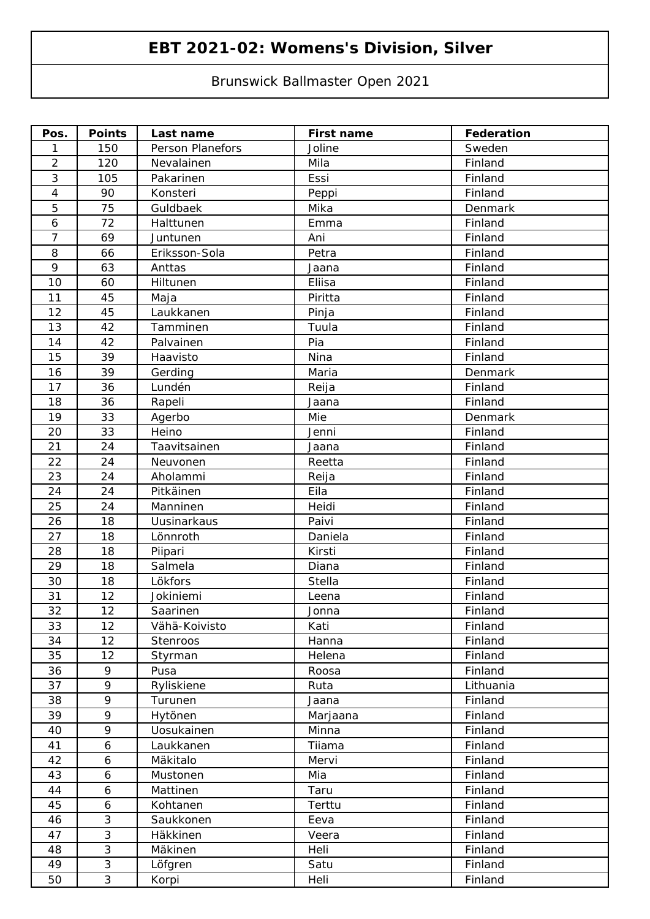# EBT 2021-02: Womens's Division, Silver

Brunswick Ballmaster Open 2021

| Pos. | Points | Last name | First name | Federation |
|---|---|---|---|---|
| 1 | 150 | Person Planefors | Joline | Sweden |
| 2 | 120 | Nevalainen | Mila | Finland |
| 3 | 105 | Pakarinen | Essi | Finland |
| 4 | 90 | Konsteri | Peppi | Finland |
| 5 | 75 | Guldbaek | Mika | Denmark |
| 6 | 72 | Halttunen | Emma | Finland |
| 7 | 69 | Juntunen | Ani | Finland |
| 8 | 66 | Eriksson-Sola | Petra | Finland |
| 9 | 63 | Anttas | Jaana | Finland |
| 10 | 60 | Hiltunen | Eliisa | Finland |
| 11 | 45 | Maja | Piritta | Finland |
| 12 | 45 | Laukkanen | Pinja | Finland |
| 13 | 42 | Tamminen | Tuula | Finland |
| 14 | 42 | Palvainen | Pia | Finland |
| 15 | 39 | Haavisto | Nina | Finland |
| 16 | 39 | Gerding | Maria | Denmark |
| 17 | 36 | Lundén | Reija | Finland |
| 18 | 36 | Rapeli | Jaana | Finland |
| 19 | 33 | Agerbo | Mie | Denmark |
| 20 | 33 | Heino | Jenni | Finland |
| 21 | 24 | Taavitsainen | Jaana | Finland |
| 22 | 24 | Neuvonen | Reetta | Finland |
| 23 | 24 | Aholammi | Reija | Finland |
| 24 | 24 | Pitkäinen | Eila | Finland |
| 25 | 24 | Manninen | Heidi | Finland |
| 26 | 18 | Uusinarkaus | Paivi | Finland |
| 27 | 18 | Lönnroth | Daniela | Finland |
| 28 | 18 | Piipari | Kirsti | Finland |
| 29 | 18 | Salmela | Diana | Finland |
| 30 | 18 | Lökfors | Stella | Finland |
| 31 | 12 | Jokiniemi | Leena | Finland |
| 32 | 12 | Saarinen | Jonna | Finland |
| 33 | 12 | Vähä-Koivisto | Kati | Finland |
| 34 | 12 | Stenroos | Hanna | Finland |
| 35 | 12 | Styrman | Helena | Finland |
| 36 | 9 | Pusa | Roosa | Finland |
| 37 | 9 | Ryliskiene | Ruta | Lithuania |
| 38 | 9 | Turunen | Jaana | Finland |
| 39 | 9 | Hytönen | Marjaana | Finland |
| 40 | 9 | Uosukainen | Minna | Finland |
| 41 | 6 | Laukkanen | Tiiama | Finland |
| 42 | 6 | Mäkitalo | Mervi | Finland |
| 43 | 6 | Mustonen | Mia | Finland |
| 44 | 6 | Mattinen | Taru | Finland |
| 45 | 6 | Kohtanen | Terttu | Finland |
| 46 | 3 | Saukkonen | Eeva | Finland |
| 47 | 3 | Häkkinen | Veera | Finland |
| 48 | 3 | Mäkinen | Heli | Finland |
| 49 | 3 | Löfgren | Satu | Finland |
| 50 | 3 | Korpi | Heli | Finland |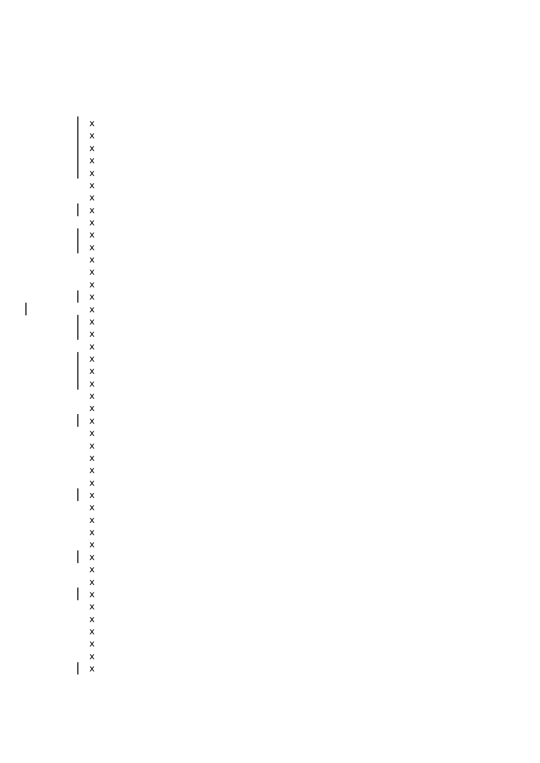x
x
x
x
x
x
x
x
x
x
x
x
x
x
x
x
x
x
x
x
x
x
x
x
x
x
x
x
x
x
x
x
x
x
x
x
x
x
x
x
x
x
x
x
x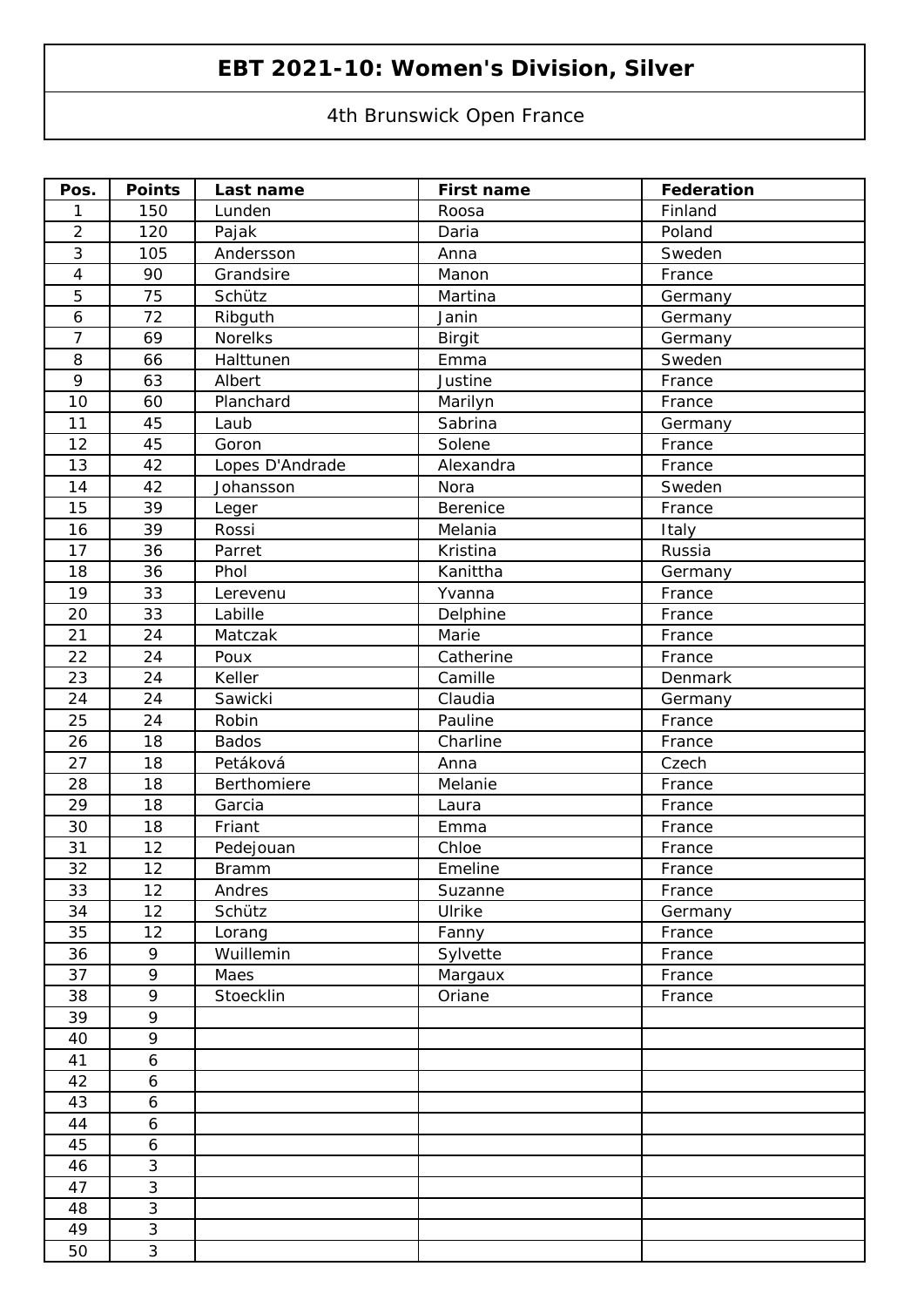# EBT 2021-10: Women's Division, Silver

4th Brunswick Open France

| Pos. | Points | Last name | First name | Federation |
|---|---|---|---|---|
| 1 | 150 | Lunden | Roosa | Finland |
| 2 | 120 | Pajak | Daria | Poland |
| 3 | 105 | Andersson | Anna | Sweden |
| 4 | 90 | Grandsire | Manon | France |
| 5 | 75 | Schütz | Martina | Germany |
| 6 | 72 | Ribguth | Janin | Germany |
| 7 | 69 | Norelks | Birgit | Germany |
| 8 | 66 | Halttunen | Emma | Sweden |
| 9 | 63 | Albert | Justine | France |
| 10 | 60 | Planchard | Marilyn | France |
| 11 | 45 | Laub | Sabrina | Germany |
| 12 | 45 | Goron | Solene | France |
| 13 | 42 | Lopes D'Andrade | Alexandra | France |
| 14 | 42 | Johansson | Nora | Sweden |
| 15 | 39 | Leger | Berenice | France |
| 16 | 39 | Rossi | Melania | Italy |
| 17 | 36 | Parret | Kristina | Russia |
| 18 | 36 | Phol | Kanittha | Germany |
| 19 | 33 | Lerevenu | Yvanna | France |
| 20 | 33 | Labille | Delphine | France |
| 21 | 24 | Matczak | Marie | France |
| 22 | 24 | Poux | Catherine | France |
| 23 | 24 | Keller | Camille | Denmark |
| 24 | 24 | Sawicki | Claudia | Germany |
| 25 | 24 | Robin | Pauline | France |
| 26 | 18 | Bados | Charline | France |
| 27 | 18 | Petáková | Anna | Czech |
| 28 | 18 | Berthomiere | Melanie | France |
| 29 | 18 | Garcia | Laura | France |
| 30 | 18 | Friant | Emma | France |
| 31 | 12 | Pedejouan | Chloe | France |
| 32 | 12 | Bramm | Emeline | France |
| 33 | 12 | Andres | Suzanne | France |
| 34 | 12 | Schütz | Ulrike | Germany |
| 35 | 12 | Lorang | Fanny | France |
| 36 | 9 | Wuillemin | Sylvette | France |
| 37 | 9 | Maes | Margaux | France |
| 38 | 9 | Stoecklin | Oriane | France |
| 39 | 9 | | | |
| 40 | 9 | | | |
| 41 | 6 | | | |
| 42 | 6 | | | |
| 43 | 6 | | | |
| 44 | 6 | | | |
| 45 | 6 | | | |
| 46 | 3 | | | |
| 47 | 3 | | | |
| 48 | 3 | | | |
| 49 | 3 | | | |
| 50 | 3 | | | |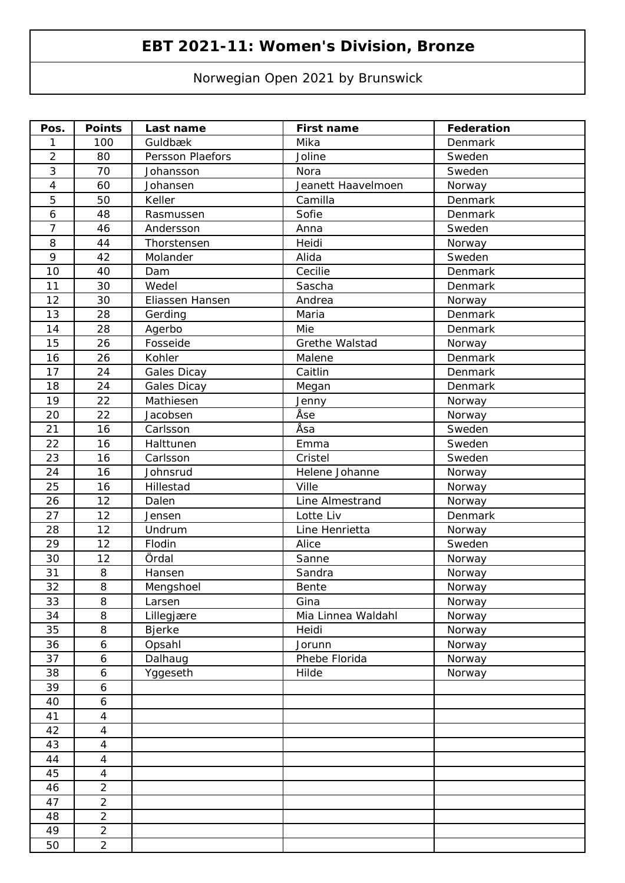# EBT 2021-11: Women's Division, Bronze

Norwegian Open 2021 by Brunswick

| Pos. | Points | Last name | First name | Federation |
|---|---|---|---|---|
| 1 | 100 | Guldbæk | Mika | Denmark |
| 2 | 80 | Persson Plaefors | Joline | Sweden |
| 3 | 70 | Johansson | Nora | Sweden |
| 4 | 60 | Johansen | Jeanett Haavelmoen | Norway |
| 5 | 50 | Keller | Camilla | Denmark |
| 6 | 48 | Rasmussen | Sofie | Denmark |
| 7 | 46 | Andersson | Anna | Sweden |
| 8 | 44 | Thorstensen | Heidi | Norway |
| 9 | 42 | Molander | Alida | Sweden |
| 10 | 40 | Dam | Cecilie | Denmark |
| 11 | 30 | Wedel | Sascha | Denmark |
| 12 | 30 | Eliassen Hansen | Andrea | Norway |
| 13 | 28 | Gerding | Maria | Denmark |
| 14 | 28 | Agerbo | Mie | Denmark |
| 15 | 26 | Fosseide | Grethe Walstad | Norway |
| 16 | 26 | Kohler | Malene | Denmark |
| 17 | 24 | Gales Dicay | Caitlin | Denmark |
| 18 | 24 | Gales Dicay | Megan | Denmark |
| 19 | 22 | Mathiesen | Jenny | Norway |
| 20 | 22 | Jacobsen | Åse | Norway |
| 21 | 16 | Carlsson | Åsa | Sweden |
| 22 | 16 | Halttunen | Emma | Sweden |
| 23 | 16 | Carlsson | Cristel | Sweden |
| 24 | 16 | Johnsrud | Helene Johanne | Norway |
| 25 | 16 | Hillestad | Ville | Norway |
| 26 | 12 | Dalen | Line Almestrand | Norway |
| 27 | 12 | Jensen | Lotte Liv | Denmark |
| 28 | 12 | Undrum | Line Henrietta | Norway |
| 29 | 12 | Flodin | Alice | Sweden |
| 30 | 12 | Ördal | Sanne | Norway |
| 31 | 8 | Hansen | Sandra | Norway |
| 32 | 8 | Mengshoel | Bente | Norway |
| 33 | 8 | Larsen | Gina | Norway |
| 34 | 8 | Lillegjære | Mia Linnea Waldahl | Norway |
| 35 | 8 | Bjerke | Heidi | Norway |
| 36 | 6 | Opsahl | Jorunn | Norway |
| 37 | 6 | Dalhaug | Phebe Florida | Norway |
| 38 | 6 | Yggeseth | Hilde | Norway |
| 39 | 6 | | | |
| 40 | 6 | | | |
| 41 | 4 | | | |
| 42 | 4 | | | |
| 43 | 4 | | | |
| 44 | 4 | | | |
| 45 | 4 | | | |
| 46 | 2 | | | |
| 47 | 2 | | | |
| 48 | 2 | | | |
| 49 | 2 | | | |
| 50 | 2 | | | |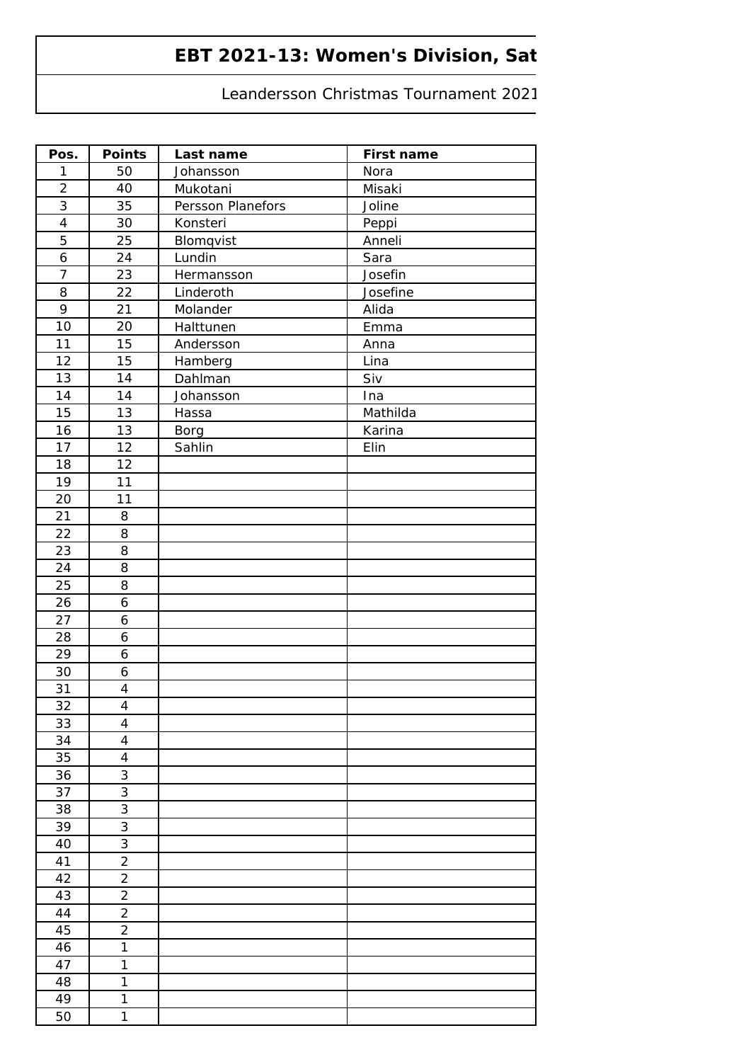# EBT 2021-13: Women's Division, Sat

Leandersson Christmas Tournament 2021

| Pos. | Points | Last name | First name |
|---|---|---|---|
| 1 | 50 | Johansson | Nora |
| 2 | 40 | Mukotani | Misaki |
| 3 | 35 | Persson Planefors | Joline |
| 4 | 30 | Konsteri | Peppi |
| 5 | 25 | Blomqvist | Anneli |
| 6 | 24 | Lundin | Sara |
| 7 | 23 | Hermansson | Josefin |
| 8 | 22 | Linderoth | Josefine |
| 9 | 21 | Molander | Alida |
| 10 | 20 | Halttunen | Emma |
| 11 | 15 | Andersson | Anna |
| 12 | 15 | Hamberg | Lina |
| 13 | 14 | Dahlman | Siv |
| 14 | 14 | Johansson | Ina |
| 15 | 13 | Hassa | Mathilda |
| 16 | 13 | Borg | Karina |
| 17 | 12 | Sahlin | Elin |
| 18 | 12 | | |
| 19 | 11 | | |
| 20 | 11 | | |
| 21 | 8 | | |
| 22 | 8 | | |
| 23 | 8 | | |
| 24 | 8 | | |
| 25 | 8 | | |
| 26 | 6 | | |
| 27 | 6 | | |
| 28 | 6 | | |
| 29 | 6 | | |
| 30 | 6 | | |
| 31 | 4 | | |
| 32 | 4 | | |
| 33 | 4 | | |
| 34 | 4 | | |
| 35 | 4 | | |
| 36 | 3 | | |
| 37 | 3 | | |
| 38 | 3 | | |
| 39 | 3 | | |
| 40 | 3 | | |
| 41 | 2 | | |
| 42 | 2 | | |
| 43 | 2 | | |
| 44 | 2 | | |
| 45 | 2 | | |
| 46 | 1 | | |
| 47 | 1 | | |
| 48 | 1 | | |
| 49 | 1 | | |
| 50 | 1 | | |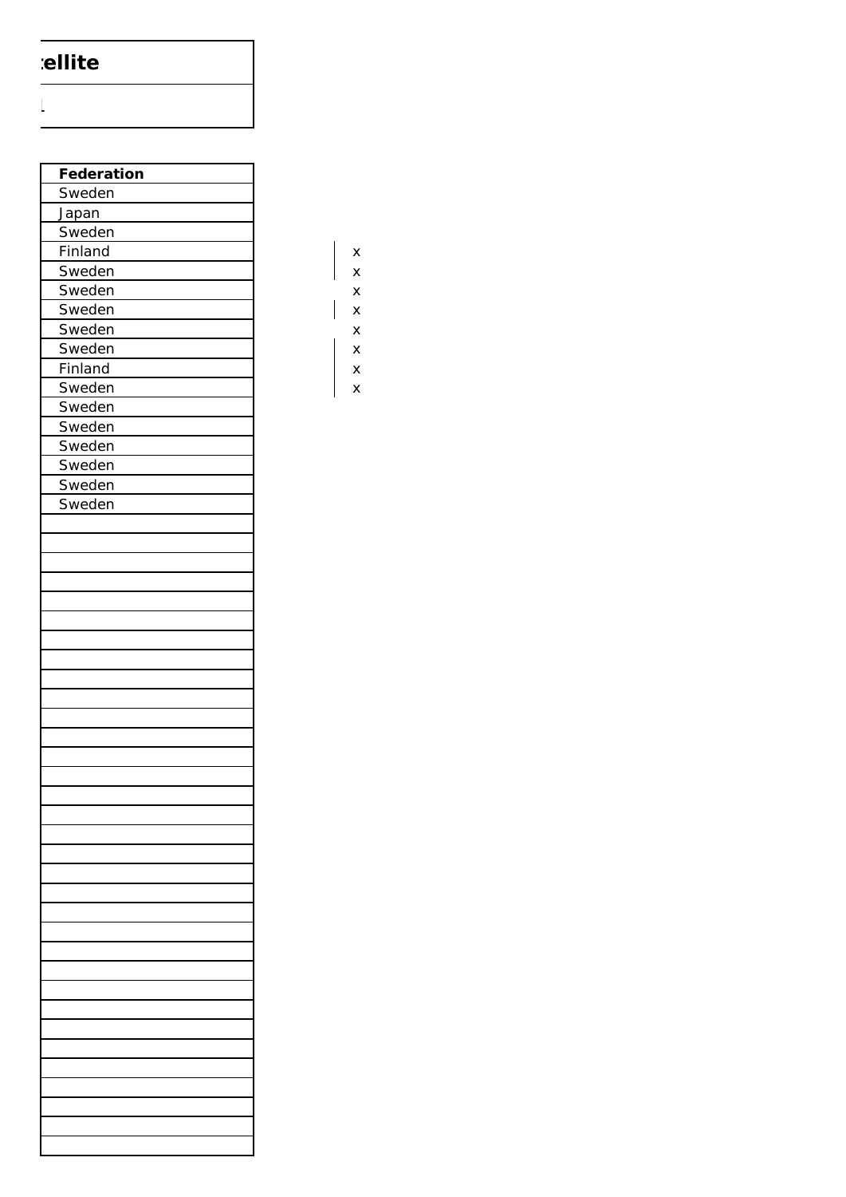**:ellite**

| Federation | |
|---|---|
| Sweden | |
| Japan | |
| Sweden | |
| Finland | x |
| Sweden | x |
| Sweden | x |
| Sweden | x |
| Sweden | x |
| Sweden | x |
| Finland | x |
| Sweden | x |
| Sweden | |
| Sweden | |
| Sweden | |
| Sweden | |
| Sweden | |
| Sweden | |